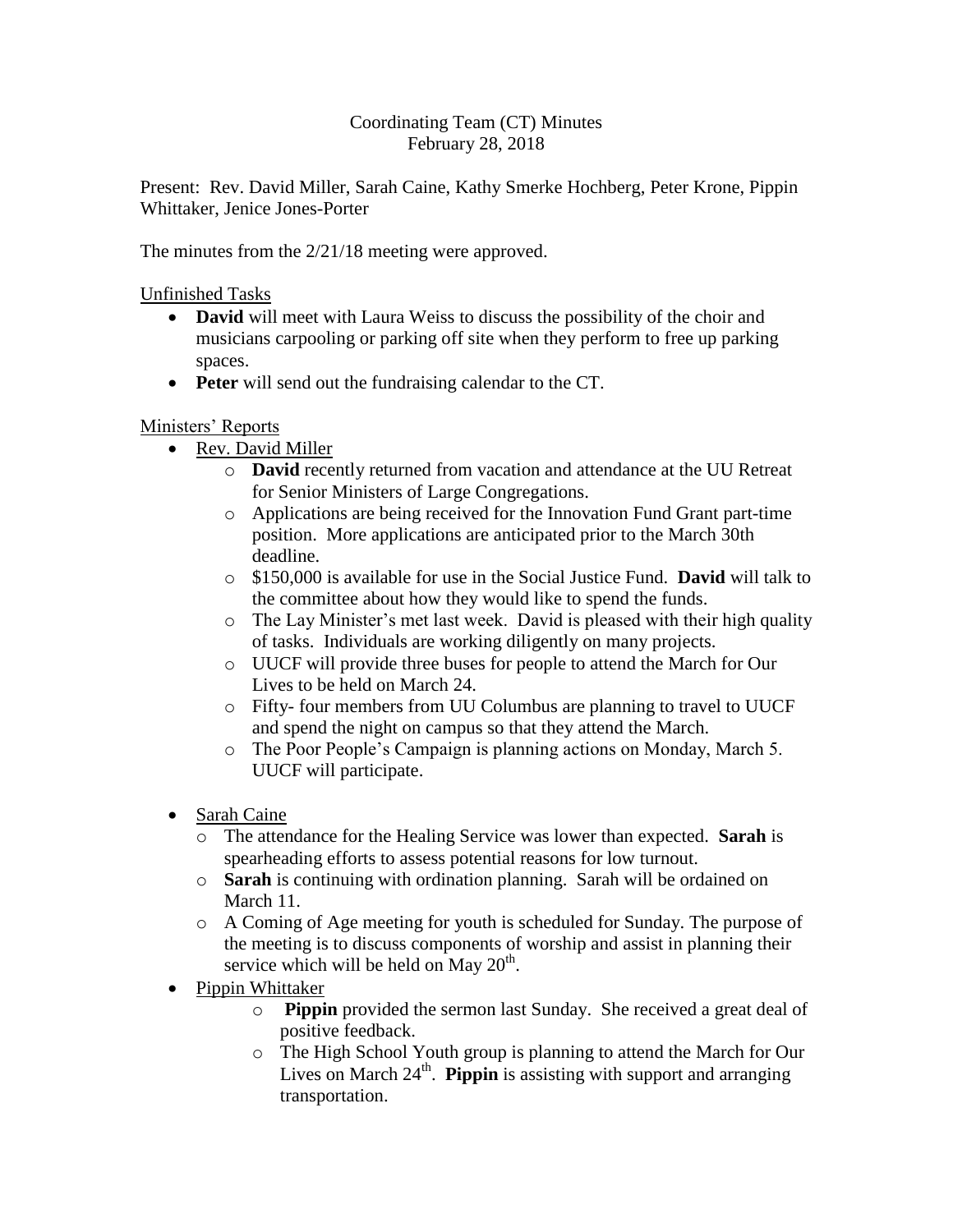Coordinating Team (CT) Minutes
February 28, 2018

Present: Rev. David Miller, Sarah Caine, Kathy Smerke Hochberg, Peter Krone, Pippin Whittaker, Jenice Jones-Porter

The minutes from the 2/21/18 meeting were approved.

Unfinished Tasks

- **David** will meet with Laura Weiss to discuss the possibility of the choir and musicians carpooling or parking off site when they perform to free up parking spaces.
- **Peter** will send out the fundraising calendar to the CT.

Ministers' Reports

- Rev. David Miller
    - **David** recently returned from vacation and attendance at the UU Retreat for Senior Ministers of Large Congregations.
    - Applications are being received for the Innovation Fund Grant part-time position. More applications are anticipated prior to the March 30th deadline.
    - $150,000 is available for use in the Social Justice Fund. **David** will talk to the committee about how they would like to spend the funds.
    - The Lay Minister's met last week. David is pleased with their high quality of tasks. Individuals are working diligently on many projects.
    - UUCF will provide three buses for people to attend the March for Our Lives to be held on March 24.
    - Fifty- four members from UU Columbus are planning to travel to UUCF and spend the night on campus so that they attend the March.
    - The Poor People's Campaign is planning actions on Monday, March 5. UUCF will participate.
- Sarah Caine
    - The attendance for the Healing Service was lower than expected. **Sarah** is spearheading efforts to assess potential reasons for low turnout.
    - **Sarah** is continuing with ordination planning. Sarah will be ordained on March 11.
    - A Coming of Age meeting for youth is scheduled for Sunday. The purpose of the meeting is to discuss components of worship and assist in planning their service which will be held on May 20th.
- Pippin Whittaker
    - **Pippin** provided the sermon last Sunday. She received a great deal of positive feedback.
    - The High School Youth group is planning to attend the March for Our Lives on March 24th. **Pippin** is assisting with support and arranging transportation.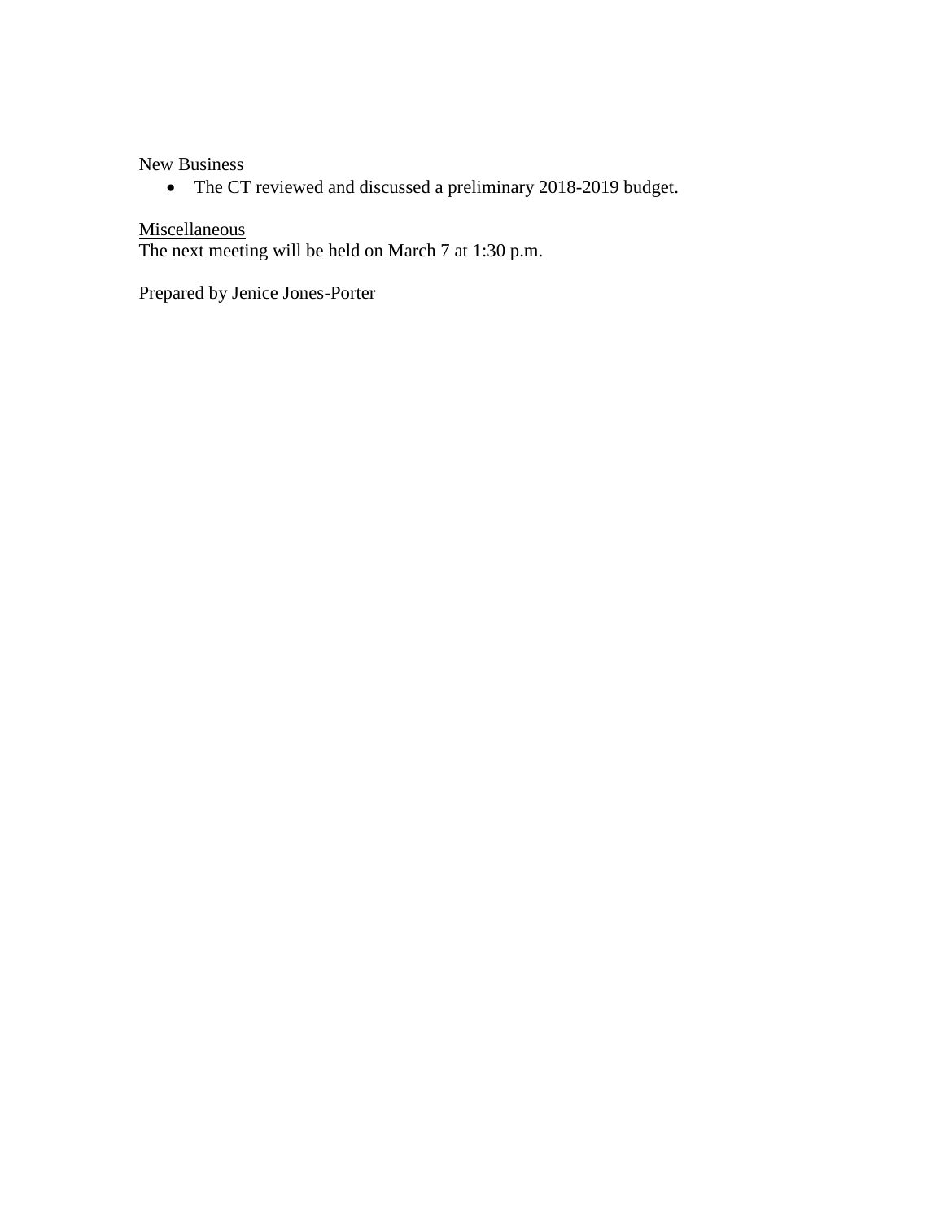New Business

- The CT reviewed and discussed a preliminary 2018-2019 budget.

Miscellaneous

The next meeting will be held on March 7 at 1:30 p.m.

Prepared by Jenice Jones-Porter